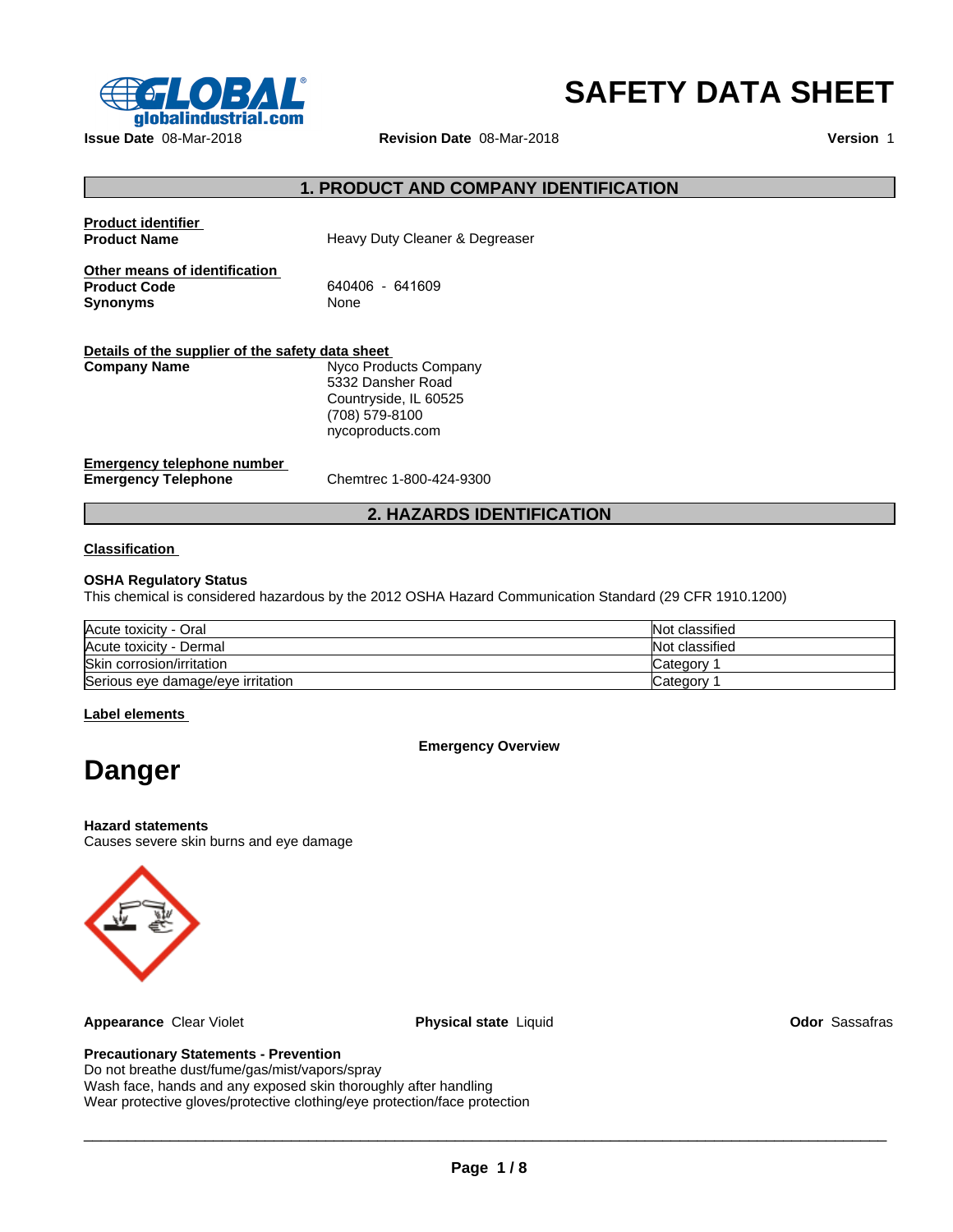# SAFETY DATA SHEET

**Issue Date** 08-Mar-2018 **Revision Date** 08-Mar-2018 **Version** 1

## 1. PRODUCT AND COMPANY IDENTIFICATION

**Product identifier**

**Product Name** Heavy Duty Cleaner & Degreaser

**Other means of identification**

**Product Code** 640406 - 641609

**Synonyms** None

**Details of the supplier of the safety data sheet**

**Company Name**
Nyco Products Company
5332 Dansher Road
Countryside, IL 60525
(708) 579-8100
nycoproducts.com

**Emergency telephone number**

**Emergency Telephone** Chemtrec 1-800-424-9300

## 2. HAZARDS IDENTIFICATION

**Classification**

**OSHA Regulatory Status**
This chemical is considered hazardous by the 2012 OSHA Hazard Communication Standard (29 CFR 1910.1200)

| | |
|---|---|
| Acute toxicity - Oral | Not classified |
| Acute toxicity - Dermal | Not classified |
| Skin corrosion/irritation | Category 1 |
| Serious eye damage/eye irritation | Category 1 |

**Label elements**

**Emergency Overview**

# Danger

**Hazard statements**
Causes severe skin burns and eye damage

**Appearance** Clear Violet **Physical state** Liquid **Odor** Sassafras

**Precautionary Statements - Prevention**
Do not breathe dust/fume/gas/mist/vapors/spray
Wash face, hands and any exposed skin thoroughly after handling
Wear protective gloves/protective clothing/eye protection/face protection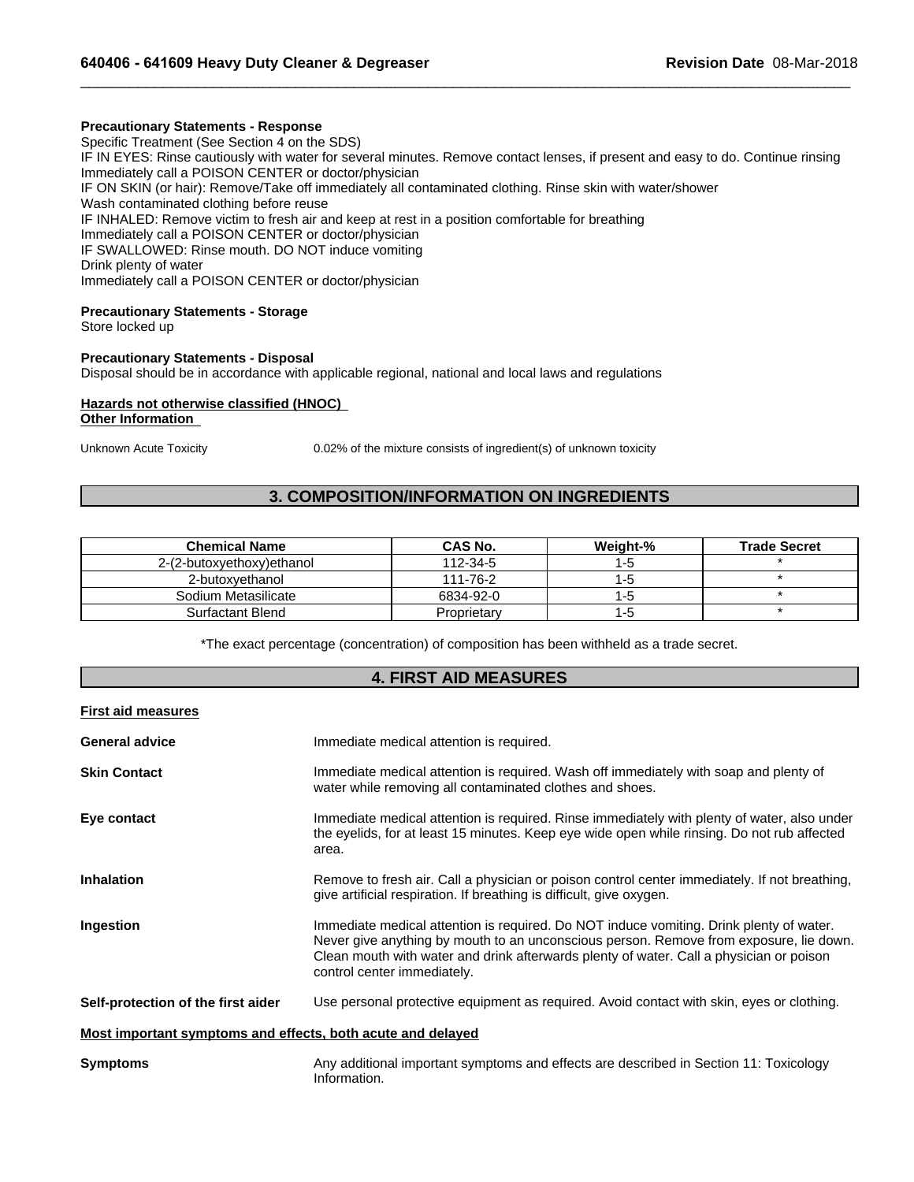**Precautionary Statements - Response**

Specific Treatment (See Section 4 on the SDS)
IF IN EYES: Rinse cautiously with water for several minutes. Remove contact lenses, if present and easy to do. Continue rinsing
Immediately call a POISON CENTER or doctor/physician
IF ON SKIN (or hair): Remove/Take off immediately all contaminated clothing. Rinse skin with water/shower
Wash contaminated clothing before reuse
IF INHALED: Remove victim to fresh air and keep at rest in a position comfortable for breathing
Immediately call a POISON CENTER or doctor/physician
IF SWALLOWED: Rinse mouth. DO NOT induce vomiting
Drink plenty of water
Immediately call a POISON CENTER or doctor/physician

**Precautionary Statements - Storage**

Store locked up

**Precautionary Statements - Disposal**

Disposal should be in accordance with applicable regional, national and local laws and regulations

**Hazards not otherwise classified (HNOC)**

**Other Information**

Unknown Acute Toxicity 0.02% of the mixture consists of ingredient(s) of unknown toxicity

## 3. COMPOSITION/INFORMATION ON INGREDIENTS

| Chemical Name | CAS No. | Weight-% | Trade Secret |
|---|---|---|---|
| 2-(2-butoxyethoxy)ethanol | 112-34-5 | 1-5 | * |
| 2-butoxyethanol | 111-76-2 | 1-5 | * |
| Sodium Metasilicate | 6834-92-0 | 1-5 | * |
| Surfactant Blend | Proprietary | 1-5 | * |

*The exact percentage (concentration) of composition has been withheld as a trade secret.

## 4. FIRST AID MEASURES

**First aid measures**

**General advice** Immediate medical attention is required.

**Skin Contact** Immediate medical attention is required. Wash off immediately with soap and plenty of water while removing all contaminated clothes and shoes.

**Eye contact** Immediate medical attention is required. Rinse immediately with plenty of water, also under the eyelids, for at least 15 minutes. Keep eye wide open while rinsing. Do not rub affected area.

**Inhalation** Remove to fresh air. Call a physician or poison control center immediately. If not breathing, give artificial respiration. If breathing is difficult, give oxygen.

**Ingestion** Immediate medical attention is required. Do NOT induce vomiting. Drink plenty of water. Never give anything by mouth to an unconscious person. Remove from exposure, lie down. Clean mouth with water and drink afterwards plenty of water. Call a physician or poison control center immediately.

**Self-protection of the first aider** Use personal protective equipment as required. Avoid contact with skin, eyes or clothing.

**Most important symptoms and effects, both acute and delayed**

**Symptoms** Any additional important symptoms and effects are described in Section 11: Toxicology Information.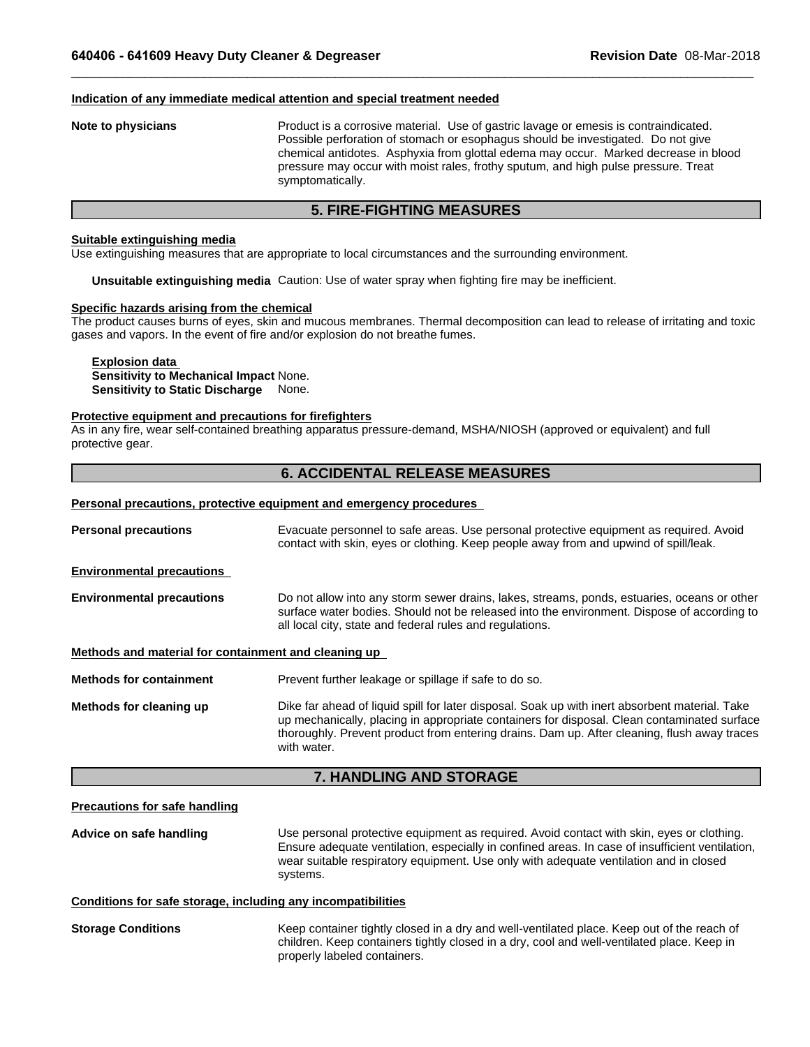**Indication of any immediate medical attention and special treatment needed**

**Note to physicians** Product is a corrosive material. Use of gastric lavage or emesis is contraindicated. Possible perforation of stomach or esophagus should be investigated. Do not give chemical antidotes. Asphyxia from glottal edema may occur. Marked decrease in blood pressure may occur with moist rales, frothy sputum, and high pulse pressure. Treat symptomatically.

## 5. FIRE-FIGHTING MEASURES

**Suitable extinguishing media**

Use extinguishing measures that are appropriate to local circumstances and the surrounding environment.

**Unsuitable extinguishing media** Caution: Use of water spray when fighting fire may be inefficient.

**Specific hazards arising from the chemical**

The product causes burns of eyes, skin and mucous membranes. Thermal decomposition can lead to release of irritating and toxic gases and vapors. In the event of fire and/or explosion do not breathe fumes.

**Explosion data**

**Sensitivity to Mechanical Impact** None.

**Sensitivity to Static Discharge** None.

**Protective equipment and precautions for firefighters**

As in any fire, wear self-contained breathing apparatus pressure-demand, MSHA/NIOSH (approved or equivalent) and full protective gear.

## 6. ACCIDENTAL RELEASE MEASURES

**Personal precautions, protective equipment and emergency procedures**

**Personal precautions** Evacuate personnel to safe areas. Use personal protective equipment as required. Avoid contact with skin, eyes or clothing. Keep people away from and upwind of spill/leak.

**Environmental precautions**

**Environmental precautions** Do not allow into any storm sewer drains, lakes, streams, ponds, estuaries, oceans or other surface water bodies. Should not be released into the environment. Dispose of according to all local city, state and federal rules and regulations.

**Methods and material for containment and cleaning up**

**Methods for containment** Prevent further leakage or spillage if safe to do so.

**Methods for cleaning up** Dike far ahead of liquid spill for later disposal. Soak up with inert absorbent material. Take up mechanically, placing in appropriate containers for disposal. Clean contaminated surface thoroughly. Prevent product from entering drains. Dam up. After cleaning, flush away traces with water.

## 7. HANDLING AND STORAGE

**Precautions for safe handling**

**Advice on safe handling** Use personal protective equipment as required. Avoid contact with skin, eyes or clothing. Ensure adequate ventilation, especially in confined areas. In case of insufficient ventilation, wear suitable respiratory equipment. Use only with adequate ventilation and in closed systems.

**Conditions for safe storage, including any incompatibilities**

**Storage Conditions** Keep container tightly closed in a dry and well-ventilated place. Keep out of the reach of children. Keep containers tightly closed in a dry, cool and well-ventilated place. Keep in properly labeled containers.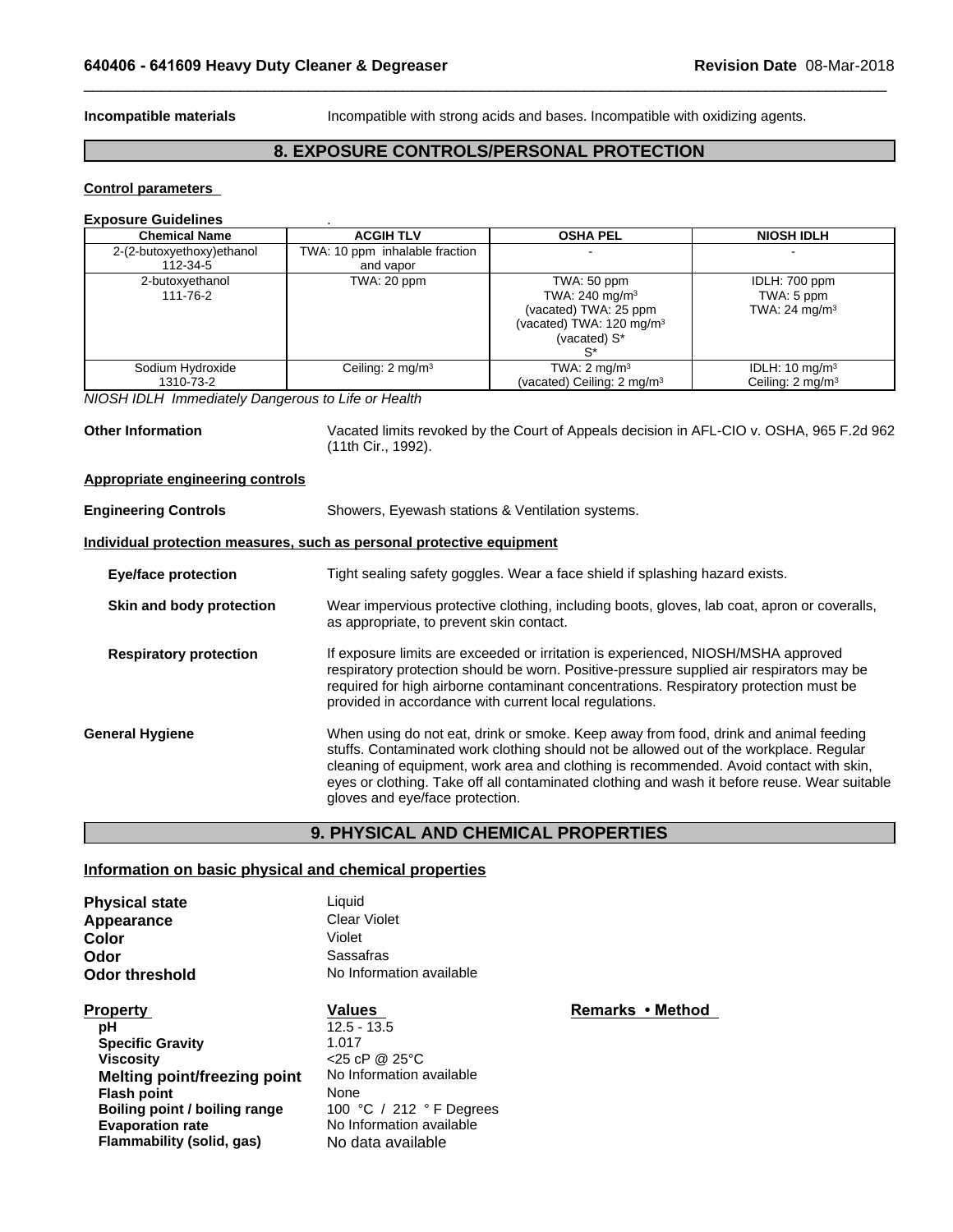**Incompatible materials** Incompatible with strong acids and bases. Incompatible with oxidizing agents.

## 8. EXPOSURE CONTROLS/PERSONAL PROTECTION

### Control parameters

**Exposure Guidelines** .

| Chemical Name | ACGIH TLV | OSHA PEL | NIOSH IDLH |
|---|---|---|---|
| 2-(2-butoxyethoxy)ethanol 112-34-5 | TWA: 10 ppm inhalable fraction and vapor | - | - |
| 2-butoxyethanol 111-76-2 | TWA: 20 ppm | TWA: 50 ppm<br>TWA: 240 mg/m³<br>(vacated) TWA: 25 ppm<br>(vacated) TWA: 120 mg/m³<br>(vacated) S*<br>S* | IDLH: 700 ppm<br>TWA: 5 ppm<br>TWA: 24 mg/m³ |
| Sodium Hydroxide 1310-73-2 | Ceiling: 2 mg/m³ | TWA: 2 mg/m³<br>(vacated) Ceiling: 2 mg/m³ | IDLH: 10 mg/m³<br>Ceiling: 2 mg/m³ |

*NIOSH IDLH Immediately Dangerous to Life or Health*

**Other Information** Vacated limits revoked by the Court of Appeals decision in AFL-CIO v. OSHA, 965 F.2d 962 (11th Cir., 1992).

### Appropriate engineering controls

**Engineering Controls** Showers, Eyewash stations & Ventilation systems.

### Individual protection measures, such as personal protective equipment

**Eye/face protection** Tight sealing safety goggles. Wear a face shield if splashing hazard exists.

**Skin and body protection** Wear impervious protective clothing, including boots, gloves, lab coat, apron or coveralls, as appropriate, to prevent skin contact.

**Respiratory protection** If exposure limits are exceeded or irritation is experienced, NIOSH/MSHA approved respiratory protection should be worn. Positive-pressure supplied air respirators may be required for high airborne contaminant concentrations. Respiratory protection must be provided in accordance with current local regulations.

**General Hygiene** When using do not eat, drink or smoke. Keep away from food, drink and animal feeding stuffs. Contaminated work clothing should not be allowed out of the workplace. Regular cleaning of equipment, work area and clothing is recommended. Avoid contact with skin, eyes or clothing. Take off all contaminated clothing and wash it before reuse. Wear suitable gloves and eye/face protection.

## 9. PHYSICAL AND CHEMICAL PROPERTIES

### Information on basic physical and chemical properties

**Physical state** Liquid
**Appearance** Clear Violet
**Color** Violet
**Odor** Sassafras
**Odor threshold** No Information available

| Property | Values | Remarks • Method |
|---|---|---|
| pH | 12.5 - 13.5 | |
| Specific Gravity | 1.017 | |
| Viscosity | <25 cP @ 25°C | |
| Melting point/freezing point | No Information available | |
| Flash point | None | |
| Boiling point / boiling range | 100 °C / 212 °F Degrees | |
| Evaporation rate | No Information available | |
| Flammability (solid, gas) | No data available | |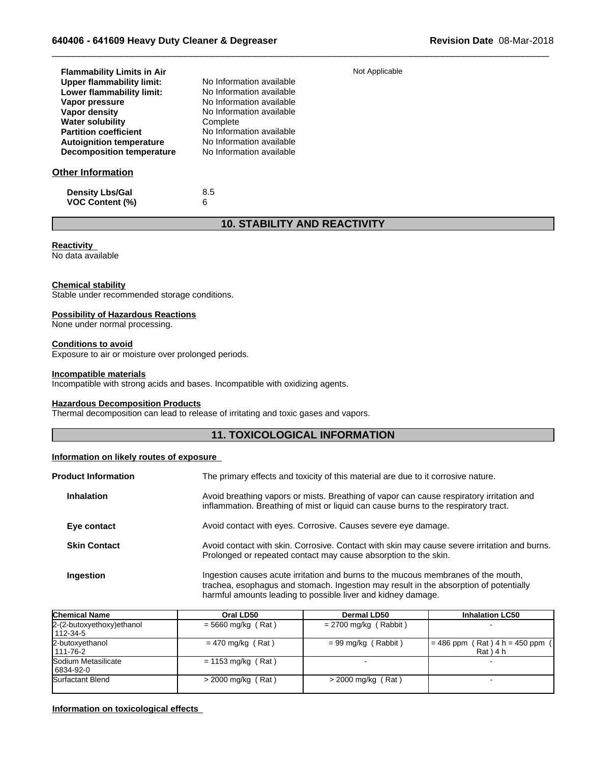| | | |
|---|---|---|
| **Flammability Limits in Air** | | Not Applicable |
| **Upper flammability limit:** | No Information available | |
| **Lower flammability limit:** | No Information available | |
| **Vapor pressure** | No Information available | |
| **Vapor density** | No Information available | |
| **Water solubility** | Complete | |
| **Partition coefficient** | No Information available | |
| **Autoignition temperature** | No Information available | |
| **Decomposition temperature** | No Information available | |

### Other Information

| | |
|---|---|
| **Density Lbs/Gal** | 8.5 |
| **VOC Content (%)** | 6 |

## 10. STABILITY AND REACTIVITY

**Reactivity**
No data available

**Chemical stability**
Stable under recommended storage conditions.

**Possibility of Hazardous Reactions**
None under normal processing.

**Conditions to avoid**
Exposure to air or moisture over prolonged periods.

**Incompatible materials**
Incompatible with strong acids and bases. Incompatible with oxidizing agents.

**Hazardous Decomposition Products**
Thermal decomposition can lead to release of irritating and toxic gases and vapors.

## 11. TOXICOLOGICAL INFORMATION

**Information on likely routes of exposure**

**Product Information** The primary effects and toxicity of this material are due to it corrosive nature.

**Inhalation** Avoid breathing vapors or mists. Breathing of vapor can cause respiratory irritation and inflammation. Breathing of mist or liquid can cause burns to the respiratory tract.

**Eye contact** Avoid contact with eyes. Corrosive. Causes severe eye damage.

**Skin Contact** Avoid contact with skin. Corrosive. Contact with skin may cause severe irritation and burns. Prolonged or repeated contact may cause absorption to the skin.

**Ingestion** Ingestion causes acute irritation and burns to the mucous membranes of the mouth, trachea, esophagus and stomach. Ingestion may result in the absorption of potentially harmful amounts leading to possible liver and kidney damage.

| Chemical Name | Oral LD50 | Dermal LD50 | Inhalation LC50 |
|---|---|---|---|
| 2-(2-butoxyethoxy)ethanol<br>112-34-5 | = 5660 mg/kg ( Rat ) | = 2700 mg/kg ( Rabbit ) | - |
| 2-butoxyethanol<br>111-76-2 | = 470 mg/kg ( Rat ) | = 99 mg/kg ( Rabbit ) | = 486 ppm ( Rat ) 4 h = 450 ppm ( Rat ) 4 h |
| Sodium Metasilicate<br>6834-92-0 | = 1153 mg/kg ( Rat ) | - | - |
| Surfactant Blend | > 2000 mg/kg ( Rat ) | > 2000 mg/kg ( Rat ) | - |

**Information on toxicological effects**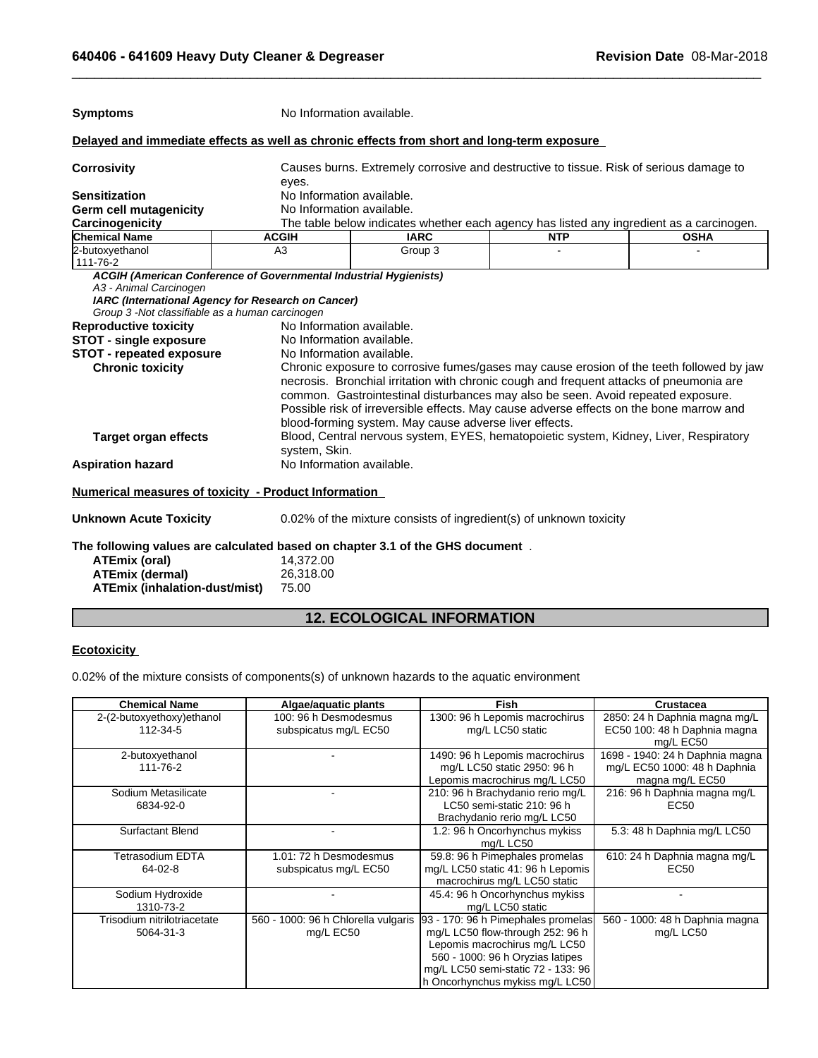**Symptoms** No Information available.

**Delayed and immediate effects as well as chronic effects from short and long-term exposure**

**Corrosivity** Causes burns. Extremely corrosive and destructive to tissue. Risk of serious damage to eyes.

**Sensitization** No Information available.

**Germ cell mutagenicity** No Information available.

**Carcinogenicity** The table below indicates whether each agency has listed any ingredient as a carcinogen.

| Chemical Name | ACGIH | IARC | NTP | OSHA |
|---|---|---|---|---|
| 2-butoxyethanol 111-76-2 | A3 | Group 3 | - | - |

***ACGIH (American Conference of Governmental Industrial Hygienists)***
*A3 - Animal Carcinogen*
***IARC (International Agency for Research on Cancer)***
*Group 3 -Not classifiable as a human carcinogen*

**Reproductive toxicity** No Information available.

**STOT - single exposure** No Information available.

**STOT - repeated exposure** No Information available.

**Chronic toxicity** Chronic exposure to corrosive fumes/gases may cause erosion of the teeth followed by jaw necrosis. Bronchial irritation with chronic cough and frequent attacks of pneumonia are common. Gastrointestinal disturbances may also be seen. Avoid repeated exposure. Possible risk of irreversible effects. May cause adverse effects on the bone marrow and blood-forming system. May cause adverse liver effects.

**Target organ effects** Blood, Central nervous system, EYES, hematopoietic system, Kidney, Liver, Respiratory system, Skin.

**Aspiration hazard** No Information available.

**Numerical measures of toxicity - Product Information**

**Unknown Acute Toxicity** 0.02% of the mixture consists of ingredient(s) of unknown toxicity

**The following values are calculated based on chapter 3.1 of the GHS document** .

**ATEmix (oral)** 14,372.00
**ATEmix (dermal)** 26,318.00
**ATEmix (inhalation-dust/mist)** 75.00

## 12. ECOLOGICAL INFORMATION

**Ecotoxicity**

0.02% of the mixture consists of components(s) of unknown hazards to the aquatic environment

| Chemical Name | Algae/aquatic plants | Fish | Crustacea |
|---|---|---|---|
| 2-(2-butoxyethoxy)ethanol 112-34-5 | 100: 96 h Desmodesmus subspicatus mg/L EC50 | 1300: 96 h Lepomis macrochirus mg/L LC50 static | 2850: 24 h Daphnia magna mg/L EC50 100: 48 h Daphnia magna mg/L EC50 |
| 2-butoxyethanol 111-76-2 | - | 1490: 96 h Lepomis macrochirus mg/L LC50 static 2950: 96 h Lepomis macrochirus mg/L LC50 | 1698 - 1940: 24 h Daphnia magna mg/L EC50 1000: 48 h Daphnia magna mg/L EC50 |
| Sodium Metasilicate 6834-92-0 | - | 210: 96 h Brachydanio rerio mg/L LC50 semi-static 210: 96 h Brachydanio rerio mg/L LC50 | 216: 96 h Daphnia magna mg/L EC50 |
| Surfactant Blend | - | 1.2: 96 h Oncorhynchus mykiss mg/L LC50 | 5.3: 48 h Daphnia mg/L LC50 |
| Tetrasodium EDTA 64-02-8 | 1.01: 72 h Desmodesmus subspicatus mg/L EC50 | 59.8: 96 h Pimephales promelas mg/L LC50 static 41: 96 h Lepomis macrochirus mg/L LC50 static | 610: 24 h Daphnia magna mg/L EC50 |
| Sodium Hydroxide 1310-73-2 | - | 45.4: 96 h Oncorhynchus mykiss mg/L LC50 static | - |
| Trisodium nitrilotriacetate 5064-31-3 | 560 - 1000: 96 h Chlorella vulgaris mg/L EC50 | 93 - 170: 96 h Pimephales promelas mg/L LC50 flow-through 252: 96 h Lepomis macrochirus mg/L LC50 560 - 1000: 96 h Oryzias latipes mg/L LC50 semi-static 72 - 133: 96 h Oncorhynchus mykiss mg/L LC50 | 560 - 1000: 48 h Daphnia magna mg/L LC50 |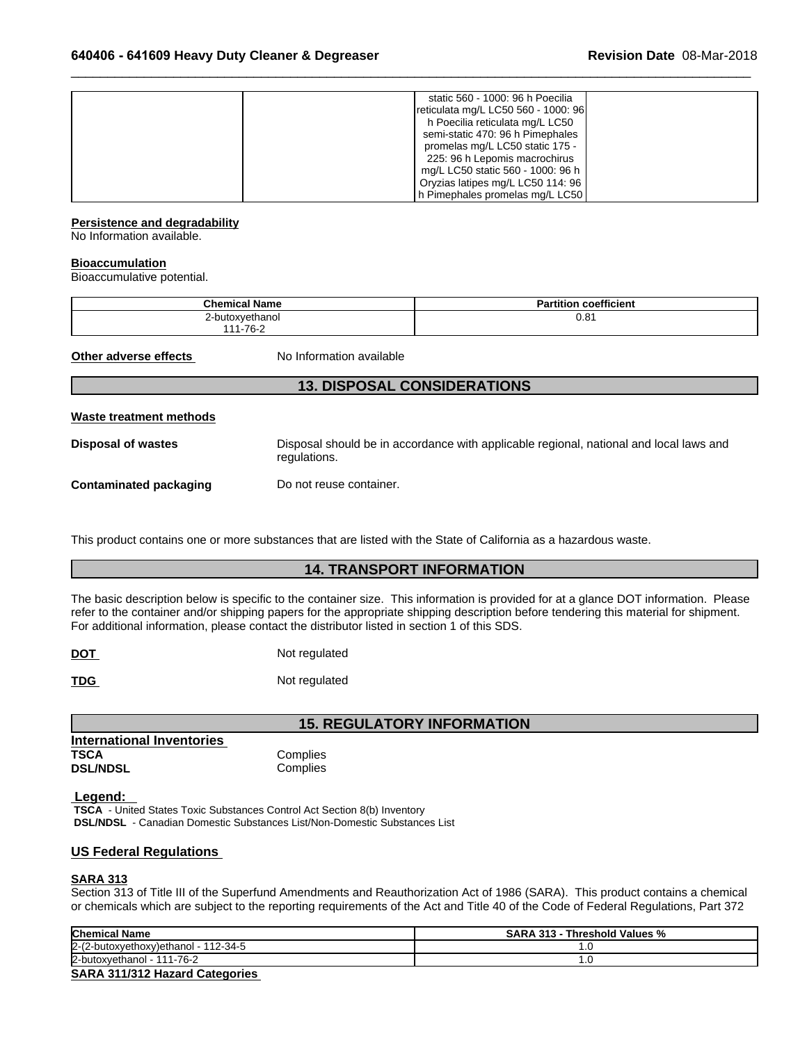| | | static 560 - 1000: 96 h Poecilia reticulata mg/L LC50 560 - 1000: 96 h Poecilia reticulata mg/L LC50 semi-static 470: 96 h Pimephales promelas mg/L LC50 static 175 - 225: 96 h Lepomis macrochirus mg/L LC50 static 560 - 1000: 96 h Oryzias latipes mg/L LC50 114: 96 h Pimephales promelas mg/L LC50 | |
|---|---|---|---|

**Persistence and degradability**
No Information available.

**Bioaccumulation**
Bioaccumulative potential.

| Chemical Name | Partition coefficient |
|---|---|
| 2-butoxyethanol<br>111-76-2 | 0.81 |

**Other adverse effects** No Information available

## 13. DISPOSAL CONSIDERATIONS

**Waste treatment methods**

**Disposal of wastes** Disposal should be in accordance with applicable regional, national and local laws and regulations.

**Contaminated packaging** Do not reuse container.

This product contains one or more substances that are listed with the State of California as a hazardous waste.

## 14. TRANSPORT INFORMATION

The basic description below is specific to the container size. This information is provided for at a glance DOT information. Please refer to the container and/or shipping papers for the appropriate shipping description before tendering this material for shipment. For additional information, please contact the distributor listed in section 1 of this SDS.

**DOT** Not regulated

**TDG** Not regulated

## 15. REGULATORY INFORMATION

**International Inventories**
**TSCA** Complies
**DSL/NDSL** Complies

**Legend:**
**TSCA** - United States Toxic Substances Control Act Section 8(b) Inventory
**DSL/NDSL** - Canadian Domestic Substances List/Non-Domestic Substances List

**US Federal Regulations**

**SARA 313**
Section 313 of Title III of the Superfund Amendments and Reauthorization Act of 1986 (SARA). This product contains a chemical or chemicals which are subject to the reporting requirements of the Act and Title 40 of the Code of Federal Regulations, Part 372

| Chemical Name | SARA 313 - Threshold Values % |
|---|---|
| 2-(2-butoxyethoxy)ethanol - 112-34-5 | 1.0 |
| 2-butoxyethanol - 111-76-2 | 1.0 |

**SARA 311/312 Hazard Categories**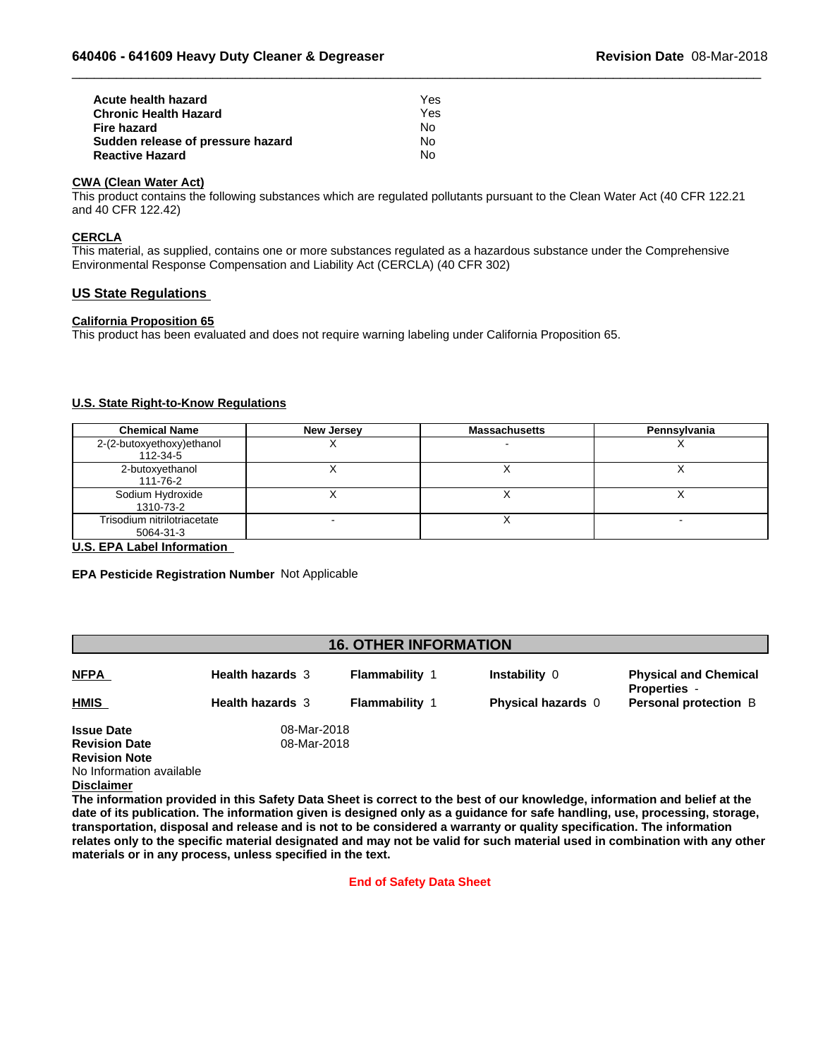| | |
|---|---|
| **Acute health hazard** | Yes |
| **Chronic Health Hazard** | Yes |
| **Fire hazard** | No |
| **Sudden release of pressure hazard** | No |
| **Reactive Hazard** | No |

**CWA (Clean Water Act)**

This product contains the following substances which are regulated pollutants pursuant to the Clean Water Act (40 CFR 122.21 and 40 CFR 122.42)

**CERCLA**

This material, as supplied, contains one or more substances regulated as a hazardous substance under the Comprehensive Environmental Response Compensation and Liability Act (CERCLA) (40 CFR 302)

### US State Regulations

**California Proposition 65**

This product has been evaluated and does not require warning labeling under California Proposition 65.

**U.S. State Right-to-Know Regulations**

| Chemical Name | New Jersey | Massachusetts | Pennsylvania |
|---|---|---|---|
| 2-(2-butoxyethoxy)ethanol 112-34-5 | X | - | X |
| 2-butoxyethanol 111-76-2 | X | X | X |
| Sodium Hydroxide 1310-73-2 | X | X | X |
| Trisodium nitrilotriacetate 5064-31-3 | - | X | - |

**U.S. EPA Label Information**

**EPA Pesticide Registration Number** Not Applicable

## 16. OTHER INFORMATION

| | | | | |
|---|---|---|---|---|
| **NFPA** | **Health hazards** 3 | **Flammability** 1 | **Instability** 0 | **Physical and Chemical Properties** - |
| **HMIS** | **Health hazards** 3 | **Flammability** 1 | **Physical hazards** 0 | **Personal protection** B |

**Issue Date** 08-Mar-2018
**Revision Date** 08-Mar-2018
**Revision Note**
No Information available

**Disclaimer**

**The information provided in this Safety Data Sheet is correct to the best of our knowledge, information and belief at the date of its publication. The information given is designed only as a guidance for safe handling, use, processing, storage, transportation, disposal and release and is not to be considered a warranty or quality specification. The information relates only to the specific material designated and may not be valid for such material used in combination with any other materials or in any process, unless specified in the text.**

**End of Safety Data Sheet**